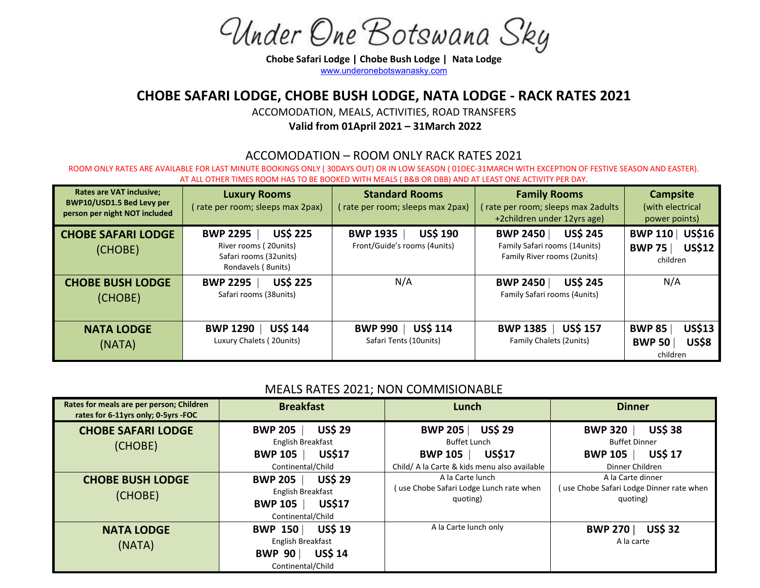# Under One Botswana Sky

**Chobe Safari Lodge | Chobe Bush Lodge | Nata Lodge**

www.underonebotswanasky.com

## CHOBE SAFARI LODGE, CHOBE BUSH LODGE, NATA LODGE - RACK RATES 2021

ACCOMODATION, MEALS, ACTIVITIES, ROAD TRANSFERS

**Valid from 01April 2021 – 31March 2022**

### ACCOMODATION – ROOM ONLY RACK RATES 2021

ROOM ONLY RATES ARE AVAILABLE FOR LAST MINUTE BOOKINGS ONLY ( 30DAYS OUT) OR IN LOW SEASON ( 01DEC-31MARCH WITH EXCEPTION OF FESTIVE SEASON AND EASTER). AT ALL OTHER TIMES ROOM HAS TO BE BOOKED WITH MEALS ( B&B OR DBB) AND AT LEAST ONE ACTIVITY PER DAY.

| Rates are VAT inclusive; BWP10/USD1.5 Bed Levy per person per night NOT included | Luxury Rooms ( rate per room; sleeps max 2pax) | Standard Rooms ( rate per room; sleeps max 2pax) | Family Rooms ( rate per room; sleeps max 2adults +2children under 12yrs age) | Campsite (with electrical power points) |
|---|---|---|---|---|
| **CHOBE SAFARI LODGE** (CHOBE) | **BWP 2295 \| US$ 225** River rooms ( 20units) Safari rooms (32units) Rondavels ( 8units) | **BWP 1935 \| US$ 190** Front/Guide's rooms (4units) | **BWP 2450 \| US$ 245** Family Safari rooms (14units) Family River rooms (2units) | **BWP 110 \| US$16** **BWP 75 \| US$12** children |
| **CHOBE BUSH LODGE** (CHOBE) | **BWP 2295 \| US$ 225** Safari rooms (38units) | N/A | **BWP 2450 \| US$ 245** Family Safari rooms (4units) | N/A |
| **NATA LODGE** (NATA) | **BWP 1290 \| US$ 144** Luxury Chalets ( 20units) | **BWP 990 \| US$ 114** Safari Tents (10units) | **BWP 1385 \| US$ 157** Family Chalets (2units) | **BWP 85 \| US$13** **BWP 50 \| US$8** children |

### MEALS RATES 2021; NON COMMISIONABLE

| Rates for meals are per person; Children rates for 6-11yrs only; 0-5yrs -FOC | Breakfast | Lunch | Dinner |
|---|---|---|---|
| **CHOBE SAFARI LODGE** (CHOBE) | **BWP 205 \| US$ 29** English Breakfast **BWP 105 \| US$17** Continental/Child | **BWP 205 \| US$ 29** Buffet Lunch **BWP 105 \| US$17** Child/ A la Carte & kids menu also available | **BWP 320 \| US$ 38** Buffet Dinner **BWP 105 \| US$ 17** Dinner Children |
| **CHOBE BUSH LODGE** (CHOBE) | **BWP 205 \| US$ 29** English Breakfast **BWP 105 \| US$17** Continental/Child | A la Carte lunch ( use Chobe Safari Lodge Lunch rate when quoting) | A la Carte dinner ( use Chobe Safari Lodge Dinner rate when quoting) |
| **NATA LODGE** (NATA) | **BWP 150 \| US$ 19** English Breakfast **BWP 90 \| US$ 14** Continental/Child | A la Carte lunch only | **BWP 270 \| US$ 32** A la carte |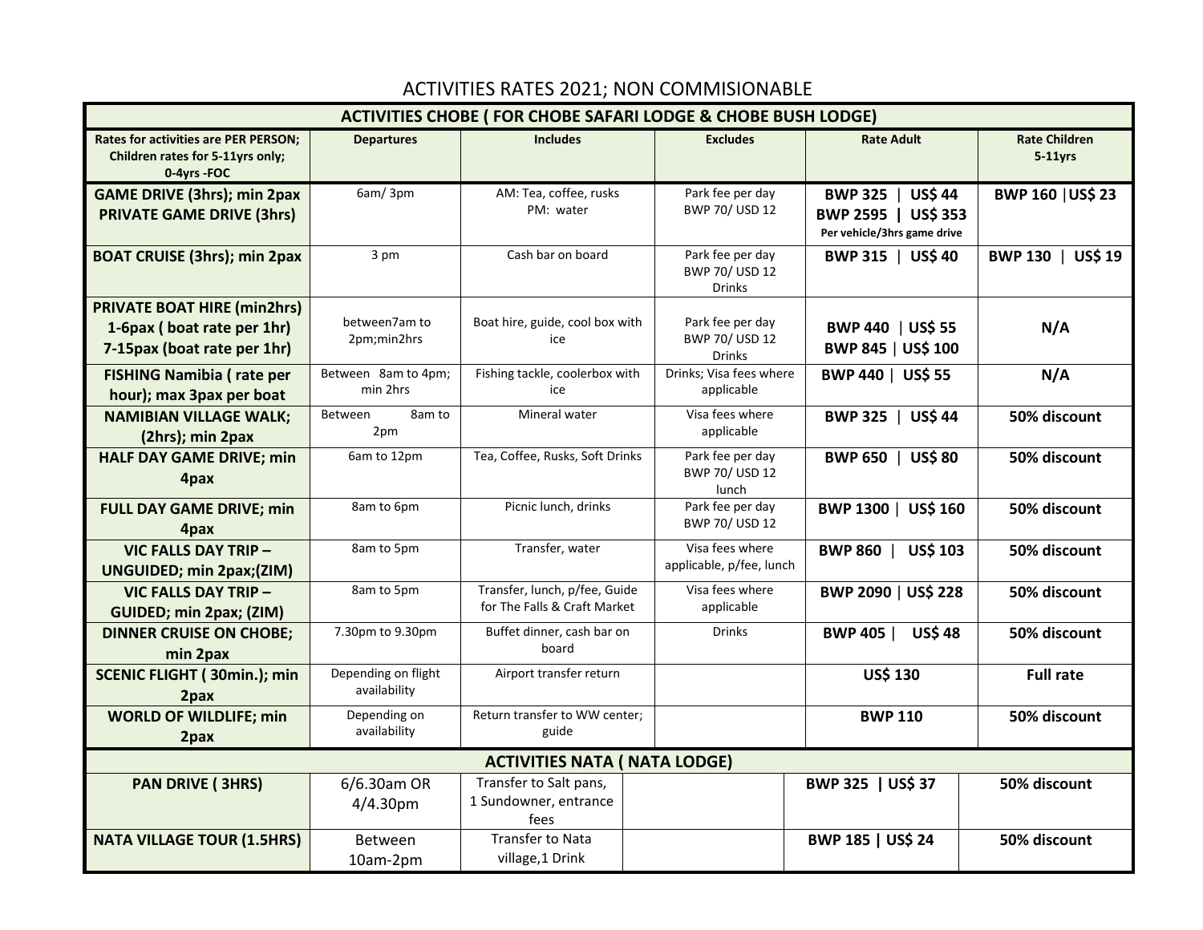# ACTIVITIES RATES 2021; NON COMMISIONABLE

| ACTIVITIES CHOBE ( FOR CHOBE SAFARI LODGE & CHOBE BUSH LODGE) | | | | | |
|---|---|---|---|---|---|
| **Rates for activities are PER PERSON; Children rates for 5-11yrs only; 0-4yrs -FOC** | **Departures** | **Includes** | **Excludes** | **Rate Adult** | **Rate Children 5-11yrs** |
| **GAME DRIVE (3hrs); min 2pax**<br>**PRIVATE GAME DRIVE (3hrs)** | 6am/ 3pm | AM: Tea, coffee, rusks<br>PM: water | Park fee per day BWP 70/ USD 12 | **BWP 325 \| US$ 44**<br>**BWP 2595 \| US$ 353**<br>**Per vehicle/3hrs game drive** | **BWP 160 \|US$ 23** |
| **BOAT CRUISE (3hrs); min 2pax** | 3 pm | Cash bar on board | Park fee per day BWP 70/ USD 12 Drinks | **BWP 315 \| US$ 40** | **BWP 130 \| US$ 19** |
| **PRIVATE BOAT HIRE (min2hrs)**<br>**1-6pax ( boat rate per 1hr)**<br>**7-15pax (boat rate per 1hr)** | between7am to 2pm;min2hrs | Boat hire, guide, cool box with ice | Park fee per day BWP 70/ USD 12 Drinks | **BWP 440 \| US$ 55**<br>**BWP 845 \| US$ 100** | **N/A** |
| **FISHING Namibia ( rate per hour); max 3pax per boat** | Between 8am to 4pm; min 2hrs | Fishing tackle, coolerbox with ice | Drinks; Visa fees where applicable | **BWP 440 \| US$ 55** | **N/A** |
| **NAMIBIAN VILLAGE WALK; (2hrs); min 2pax** | Between 8am to 2pm | Mineral water | Visa fees where applicable | **BWP 325 \| US$ 44** | **50% discount** |
| **HALF DAY GAME DRIVE; min 4pax** | 6am to 12pm | Tea, Coffee, Rusks, Soft Drinks | Park fee per day BWP 70/ USD 12 lunch | **BWP 650 \| US$ 80** | **50% discount** |
| **FULL DAY GAME DRIVE; min 4pax** | 8am to 6pm | Picnic lunch, drinks | Park fee per day BWP 70/ USD 12 | **BWP 1300 \| US$ 160** | **50% discount** |
| **VIC FALLS DAY TRIP – UNGUIDED; min 2pax;(ZIM)** | 8am to 5pm | Transfer, water | Visa fees where applicable, p/fee, lunch | **BWP 860 \| US$ 103** | **50% discount** |
| **VIC FALLS DAY TRIP – GUIDED; min 2pax; (ZIM)** | 8am to 5pm | Transfer, lunch, p/fee, Guide for The Falls & Craft Market | Visa fees where applicable | **BWP 2090 \| US$ 228** | **50% discount** |
| **DINNER CRUISE ON CHOBE; min 2pax** | 7.30pm to 9.30pm | Buffet dinner, cash bar on board | Drinks | **BWP 405 \| US$ 48** | **50% discount** |
| **SCENIC FLIGHT ( 30min.); min 2pax** | Depending on flight availability | Airport transfer return | | **US$ 130** | **Full rate** |
| **WORLD OF WILDLIFE; min 2pax** | Depending on availability | Return transfer to WW center; guide | | **BWP 110** | **50% discount** |
| **ACTIVITIES NATA ( NATA LODGE)** | | | | | |
| **PAN DRIVE ( 3HRS)** | 6/6.30am OR 4/4.30pm | Transfer to Salt pans, 1 Sundowner, entrance fees | | **BWP 325 \| US$ 37** | **50% discount** |
| **NATA VILLAGE TOUR (1.5HRS)** | Between 10am-2pm | Transfer to Nata village,1 Drink | | **BWP 185 \| US$ 24** | **50% discount** |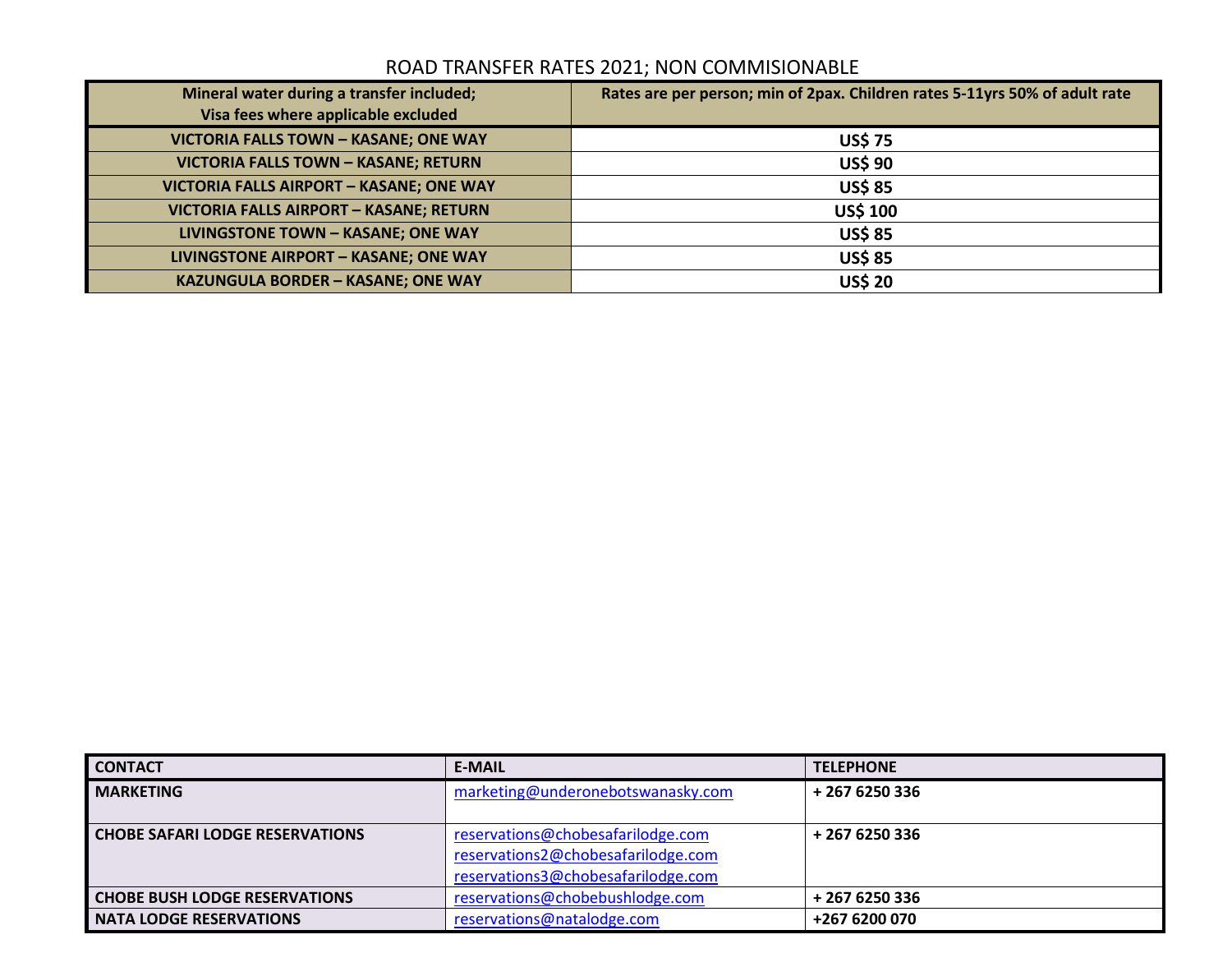## ROAD TRANSFER RATES 2021; NON COMMISIONABLE

| Mineral water during a transfer included; Visa fees where applicable excluded | Rates are per person; min of 2pax. Children rates 5-11yrs 50% of adult rate |
|---|---|
| **VICTORIA FALLS TOWN – KASANE; ONE WAY** | **US$ 75** |
| **VICTORIA FALLS TOWN – KASANE; RETURN** | **US$ 90** |
| **VICTORIA FALLS AIRPORT – KASANE; ONE WAY** | **US$ 85** |
| **VICTORIA FALLS AIRPORT – KASANE; RETURN** | **US$ 100** |
| **LIVINGSTONE TOWN – KASANE; ONE WAY** | **US$ 85** |
| **LIVINGSTONE AIRPORT – KASANE; ONE WAY** | **US$ 85** |
| **KAZUNGULA BORDER – KASANE; ONE WAY** | **US$ 20** |

| CONTACT | E-MAIL | TELEPHONE |
|---|---|---|
| **MARKETING** | marketing@underonebotswanasky.com | **+ 267 6250 336** |
| **CHOBE SAFARI LODGE RESERVATIONS** | reservations@chobesafarilodge.com<br>reservations2@chobesafarilodge.com<br>reservations3@chobesafarilodge.com | **+ 267 6250 336** |
| **CHOBE BUSH LODGE RESERVATIONS** | reservations@chobebushlodge.com | **+ 267 6250 336** |
| **NATA LODGE RESERVATIONS** | reservations@natalodge.com | **+267 6200 070** |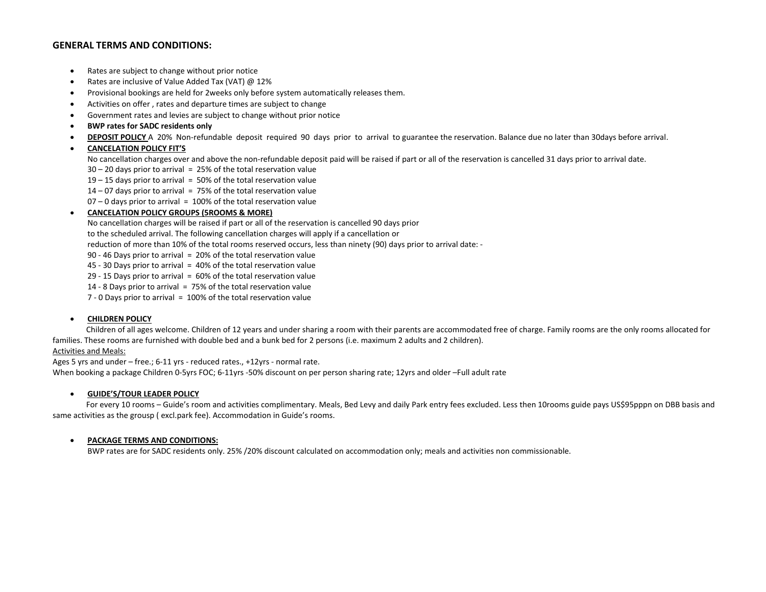## GENERAL TERMS AND CONDITIONS:

- Rates are subject to change without prior notice
- Rates are inclusive of Value Added Tax (VAT) @ 12%
- Provisional bookings are held for 2weeks only before system automatically releases them.
- Activities on offer , rates and departure times are subject to change
- Government rates and levies are subject to change without prior notice
- **BWP rates for SADC residents only**
- **<u>DEPOSIT POLICY</u>** A 20% Non-refundable deposit required 90 days prior to arrival to guarantee the reservation. Balance due no later than 30days before arrival.
- **<u>CANCELATION POLICY FIT'S</u>**

  No cancellation charges over and above the non-refundable deposit paid will be raised if part or all of the reservation is cancelled 31 days prior to arrival date.

  30 – 20 days prior to arrival = 25% of the total reservation value

  19 – 15 days prior to arrival = 50% of the total reservation value

  14 – 07 days prior to arrival = 75% of the total reservation value

  07 – 0 days prior to arrival = 100% of the total reservation value

- **<u>CANCELATION POLICY GROUPS (5ROOMS & MORE)</u>**

  No cancellation charges will be raised if part or all of the reservation is cancelled 90 days prior to the scheduled arrival. The following cancellation charges will apply if a cancellation or reduction of more than 10% of the total rooms reserved occurs, less than ninety (90) days prior to arrival date: -

  90 - 46 Days prior to arrival = 20% of the total reservation value

  45 - 30 Days prior to arrival = 40% of the total reservation value

  29 - 15 Days prior to arrival = 60% of the total reservation value

  14 - 8 Days prior to arrival = 75% of the total reservation value

  7 - 0 Days prior to arrival = 100% of the total reservation value

- **<u>CHILDREN POLICY</u>**

  Children of all ages welcome. Children of 12 years and under sharing a room with their parents are accommodated free of charge. Family rooms are the only rooms allocated for families. These rooms are furnished with double bed and a bunk bed for 2 persons (i.e. maximum 2 adults and 2 children).

<u>Activities and Meals:</u>

Ages 5 yrs and under – free.; 6-11 yrs - reduced rates., +12yrs - normal rate.

When booking a package Children 0-5yrs FOC; 6-11yrs -50% discount on per person sharing rate; 12yrs and older –Full adult rate

- **<u>GUIDE'S/TOUR LEADER POLICY</u>**

  For every 10 rooms – Guide's room and activities complimentary. Meals, Bed Levy and daily Park entry fees excluded. Less then 10rooms guide pays US$95pppn on DBB basis and same activities as the grousp ( excl.park fee). Accommodation in Guide's rooms.

- **<u>PACKAGE TERMS AND CONDITIONS:</u>**

  BWP rates are for SADC residents only. 25% /20% discount calculated on accommodation only; meals and activities non commissionable.